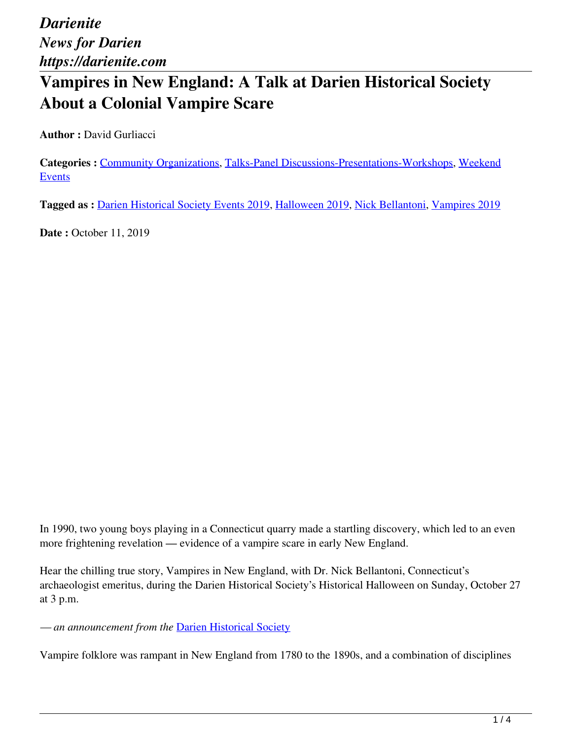*Darienite*
*News for Darien*
*https://darienite.com*

# Vampires in New England: A Talk at Darien Historical Society About a Colonial Vampire Scare

**Author :** David Gurliacci

**Categories :** Community Organizations, Talks-Panel Discussions-Presentations-Workshops, Weekend Events

**Tagged as :** Darien Historical Society Events 2019, Halloween 2019, Nick Bellantoni, Vampires 2019

**Date :** October 11, 2019

In 1990, two young boys playing in a Connecticut quarry made a startling discovery, which led to an even more frightening revelation — evidence of a vampire scare in early New England.

Hear the chilling true story, Vampires in New England, with Dr. Nick Bellantoni, Connecticut's archaeologist emeritus, during the Darien Historical Society's Historical Halloween on Sunday, October 27 at 3 p.m.

*— an announcement from the* Darien Historical Society

Vampire folklore was rampant in New England from 1780 to the 1890s, and a combination of disciplines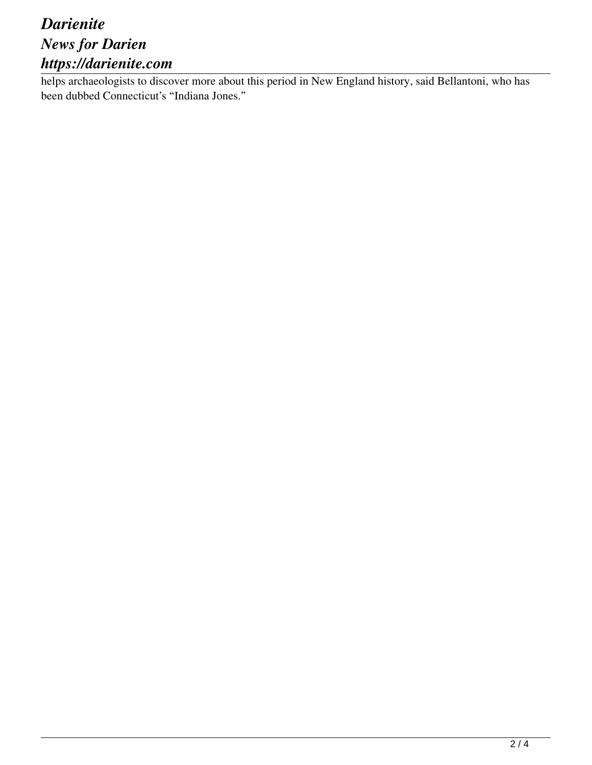helps archaeologists to discover more about this period in New England history, said Bellantoni, who has been dubbed Connecticut's "Indiana Jones."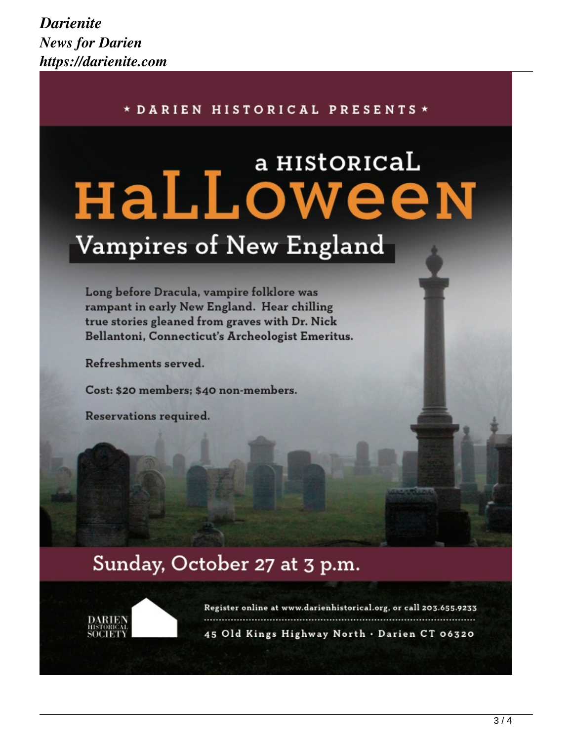★ DARIEN HISTORICAL PRESENTS ★

# a HISTORICAL HALLOWEEN

## Vampires of New England

Long before Dracula, vampire folklore was rampant in early New England. Hear chilling true stories gleaned from graves with Dr. Nick Bellantoni, Connecticut's Archeologist Emeritus.

Refreshments served.

Cost: $20 members; $40 non-members.

Reservations required.

## Sunday, October 27 at 3 p.m.

DARIEN HISTORICAL SOCIETY

Register online at www.darienhistorical.org, or call 203.655.9233

45 Old Kings Highway North · Darien CT 06320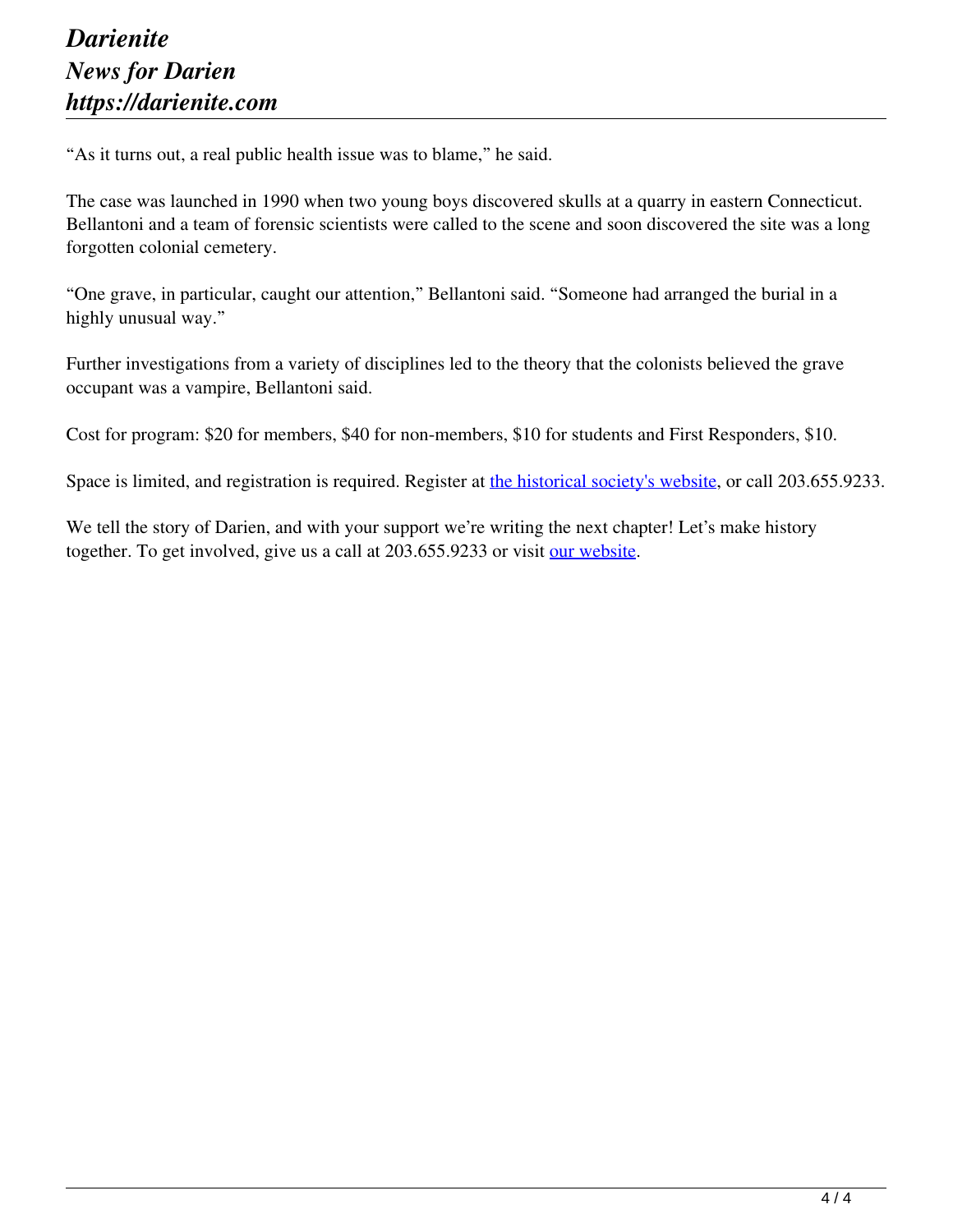"As it turns out, a real public health issue was to blame," he said.

The case was launched in 1990 when two young boys discovered skulls at a quarry in eastern Connecticut. Bellantoni and a team of forensic scientists were called to the scene and soon discovered the site was a long forgotten colonial cemetery.

"One grave, in particular, caught our attention," Bellantoni said. "Someone had arranged the burial in a highly unusual way."

Further investigations from a variety of disciplines led to the theory that the colonists believed the grave occupant was a vampire, Bellantoni said.

Cost for program: $20 for members, $40 for non-members, $10 for students and First Responders, $10.

Space is limited, and registration is required. Register at [the historical society's website](), or call 203.655.9233.

We tell the story of Darien, and with your support we're writing the next chapter! Let's make history together. To get involved, give us a call at 203.655.9233 or visit [our website]().